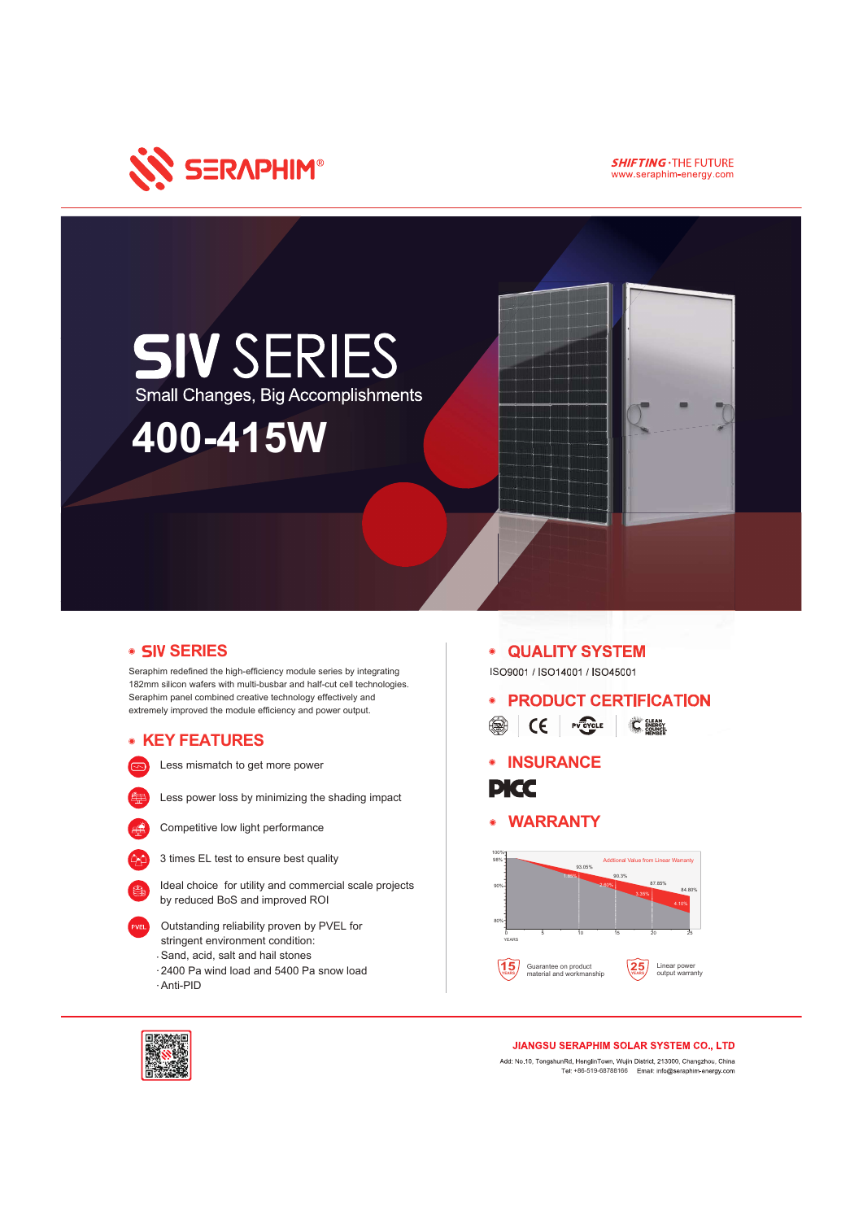SERAPHIM®

**SHIFTING** · THE FUTURE
www.seraphim-energy.com

# SIV SERIES

Small Changes, Big Accomplishments

# 400-415W

## SIV SERIES

Seraphim redefined the high-efficiency module series by integrating 182mm silicon wafers with multi-busbar and half-cut cell technologies. Seraphim panel combined creative technology effectively and extremely improved the module efficiency and power output.

## KEY FEATURES

- Less mismatch to get more power
- Less power loss by minimizing the shading impact
- Competitive low light performance
- 3 times EL test to ensure best quality
- Ideal choice for utility and commercial scale projects by reduced BoS and improved ROI
- Outstanding reliability proven by PVEL for stringent environment condition:
  - Sand, acid, salt and hail stones
  - 2400 Pa wind load and 5400 Pa snow load
  - Anti-PID

## QUALITY SYSTEM

ISO9001 / ISO14001 / ISO45001

## PRODUCT CERTIFICATION

CE · PV CYCLE · CLEAN ENERGY COUNCIL MEMBER

## INSURANCE

PICC

## WARRANTY

Additional Value from Linear Warranty

100%, 98%, 93.05%, 90.3%, 87.85%, 84.80%; 1.85%, 2.80%, 3.35%, 4.10%; 90%, 80%; YEARS 0, 5, 10, 15, 20, 25

15 YEARS — Guarantee on product material and workmanship

25 YEARS — Linear power output warranty

**JIANGSU SERAPHIM SOLAR SYSTEM CO., LTD**

Add: No.10, TongshunRd, HenglinTown, Wujin District, 213000, Changzhou, China
Tel: +86-519-68788166 Email: info@seraphim-energy.com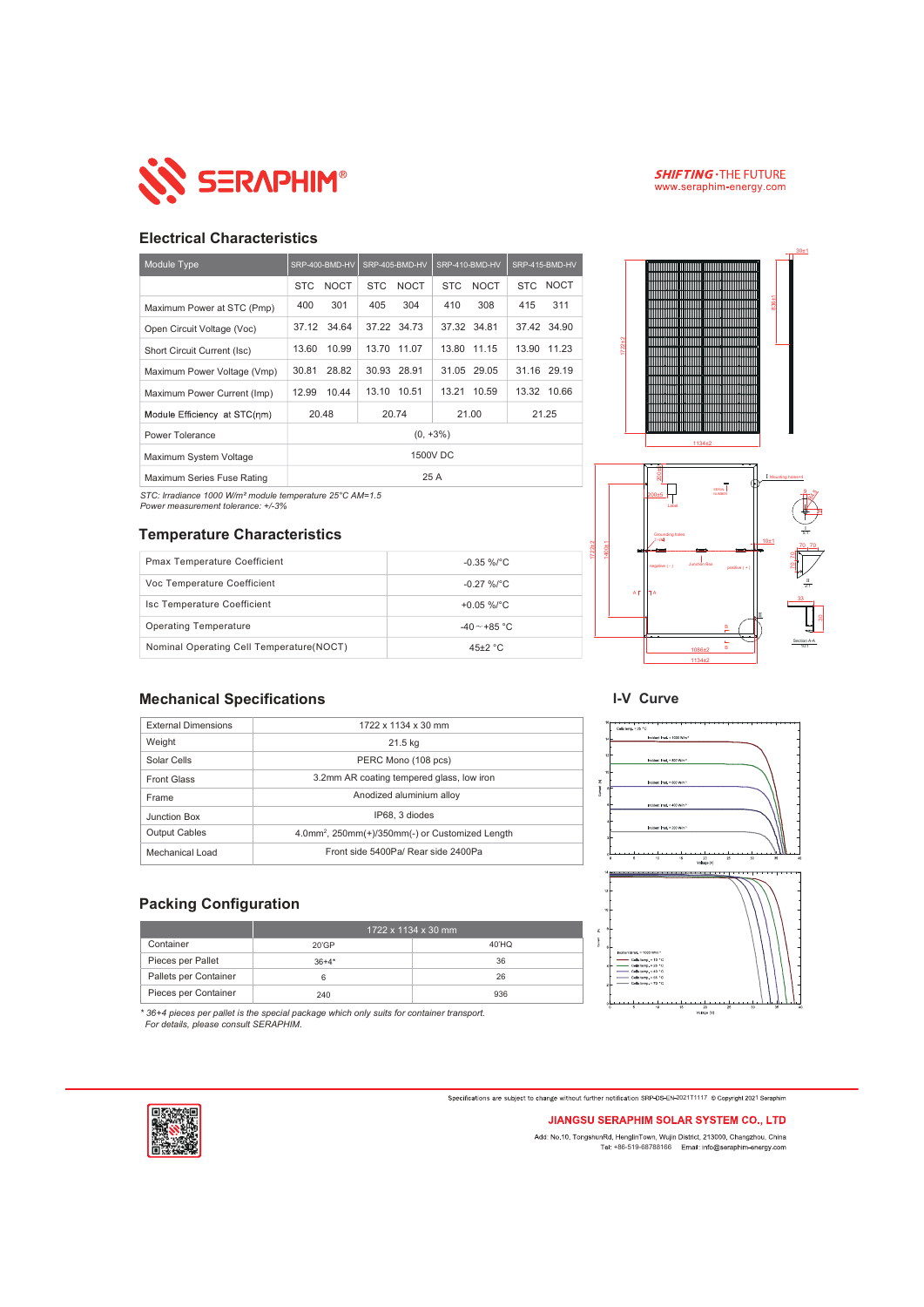SERAPHIM®

*SHIFTING* · THE FUTURE
www.seraphim-energy.com

## Electrical Characteristics

| Module Type | SRP-400-BMD-HV | | SRP-405-BMD-HV | | SRP-410-BMD-HV | | SRP-415-BMD-HV | |
|---|---|---|---|---|---|---|---|---|
| | STC | NOCT | STC | NOCT | STC | NOCT | STC | NOCT |
| Maximum Power at STC (Pmp) | 400 | 301 | 405 | 304 | 410 | 308 | 415 | 311 |
| Open Circuit Voltage (Voc) | 37.12 | 34.64 | 37.22 | 34.73 | 37.32 | 34.81 | 37.42 | 34.90 |
| Short Circuit Current (Isc) | 13.60 | 10.99 | 13.70 | 11.07 | 13.80 | 11.15 | 13.90 | 11.23 |
| Maximum Power Voltage (Vmp) | 30.81 | 28.82 | 30.93 | 28.91 | 31.05 | 29.05 | 31.16 | 29.19 |
| Maximum Power Current (Imp) | 12.99 | 10.44 | 13.10 | 10.51 | 13.21 | 10.59 | 13.32 | 10.66 |
| Module Efficiency at STC(ηm) | 20.48 | | 20.74 | | 21.00 | | 21.25 | |
| Power Tolerance | (0, +3%) | | | | | | | |
| Maximum System Voltage | 1500V DC | | | | | | | |
| Maximum Series Fuse Rating | 25 A | | | | | | | |

*STC: Irradiance 1000 W/m² module temperature 25°C AM=1.5*
*Power measurement tolerance: +/-3%*

## Temperature Characteristics

| | |
|---|---|
| Pmax Temperature Coefficient | -0.35 %/°C |
| Voc Temperature Coefficient | -0.27 %/°C |
| Isc Temperature Coefficient | +0.05 %/°C |
| Operating Temperature | -40 ~ +85 °C |
| Nominal Operating Cell Temperature(NOCT) | 45±2 °C |

30±1
1722±2
836±1
1134±2
200±5
Label
Grounding holes
Mounting holes
negative (-)
Junction Box
positive (+)
1400±1
1086±2
1134±2
Section A-A

## Mechanical Specifications

| | |
|---|---|
| External Dimensions | 1722 x 1134 x 30 mm |
| Weight | 21.5 kg |
| Solar Cells | PERC Mono (108 pcs) |
| Front Glass | 3.2mm AR coating tempered glass, low iron |
| Frame | Anodized aluminium alloy |
| Junction Box | IP68, 3 diodes |
| Output Cables | 4.0mm², 250mm(+)/350mm(-) or Customized Length |
| Mechanical Load | Front side 5400Pa/ Rear side 2400Pa |

## I-V Curve

Cells temp. = 25 °C
Incident Irrad. = 1000 W/m²
Incident Irrad. = 800 W/m²
Incident Irrad. = 600 W/m²
Incident Irrad. = 400 W/m²
Incident Irrad. = 200 W/m²
Current (A)
Voltage (V)

Incident Irrad. = 1000 W/m²
Cells temp. = 10 °C
Cells temp. = 25 °C
Cells temp. = 40 °C
Cells temp. = 55 °C
Cells temp. = 70 °C
Current (A)
Voltage (V)

## Packing Configuration

| | 1722 x 1134 x 30 mm | |
|---|---|---|
| Container | 20'GP | 40'HQ |
| Pieces per Pallet | 36+4* | 36 |
| Pallets per Container | 6 | 26 |
| Pieces per Container | 240 | 936 |

*\* 36+4 pieces per pallet is the special package which only suits for container transport. For details, please consult SERAPHIM.*

Specifications are subject to change without further notification SRP-DS-EN-2021T1117 © Copyright 2021 Seraphim

**JIANGSU SERAPHIM SOLAR SYSTEM CO., LTD**

Add: No.10, TongshunRd, HenglinTown, Wujin District, 213000, Changzhou, China
Tel: +86-519-68788166 Email: info@seraphim-energy.com